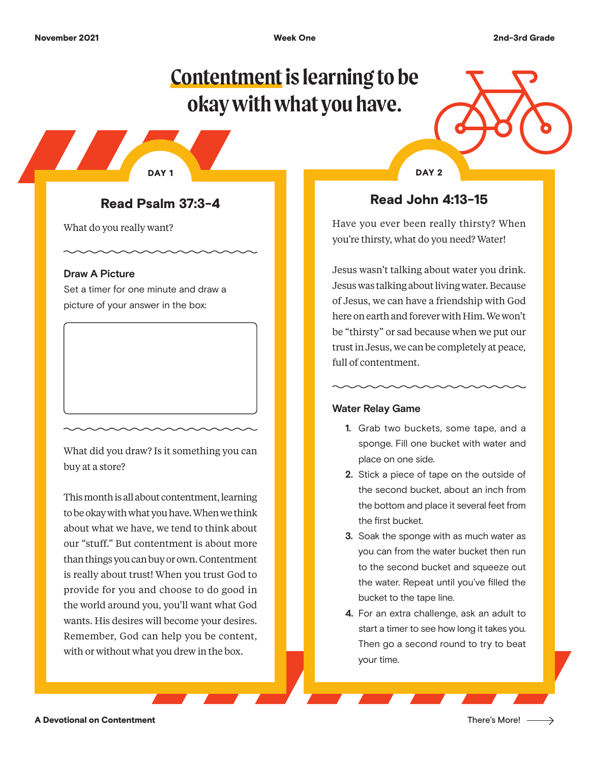# Contentment is learning to be okay with what you have.

## DAY 1

### Read Psalm 37:3-4

What do you really want?

**Draw A Picture**

Set a timer for one minute and draw a picture of your answer in the box:

What did you draw? Is it something you can buy at a store?

This month is all about contentment, learning to be okay with what you have. When we think about what we have, we tend to think about our "stuff." But contentment is about more than things you can buy or own. Contentment is really about trust! When you trust God to provide for you and choose to do good in the world around you, you'll want what God wants. His desires will become your desires. Remember, God can help you be content, with or without what you drew in the box.

## DAY 2

### Read John 4:13-15

Have you ever been really thirsty? When you're thirsty, what do you need? Water!

Jesus wasn't talking about water you drink. Jesus was talking about living water. Because of Jesus, we can have a friendship with God here on earth and forever with Him. We won't be "thirsty" or sad because when we put our trust in Jesus, we can be completely at peace, full of contentment.

**Water Relay Game**

1. Grab two buckets, some tape, and a sponge. Fill one bucket with water and place on one side.
2. Stick a piece of tape on the outside of the second bucket, about an inch from the bottom and place it several feet from the first bucket.
3. Soak the sponge with as much water as you can from the water bucket then run to the second bucket and squeeze out the water. Repeat until you've filled the bucket to the tape line.
4. For an extra challenge, ask an adult to start a timer to see how long it takes you. Then go a second round to try to beat your time.

There's More!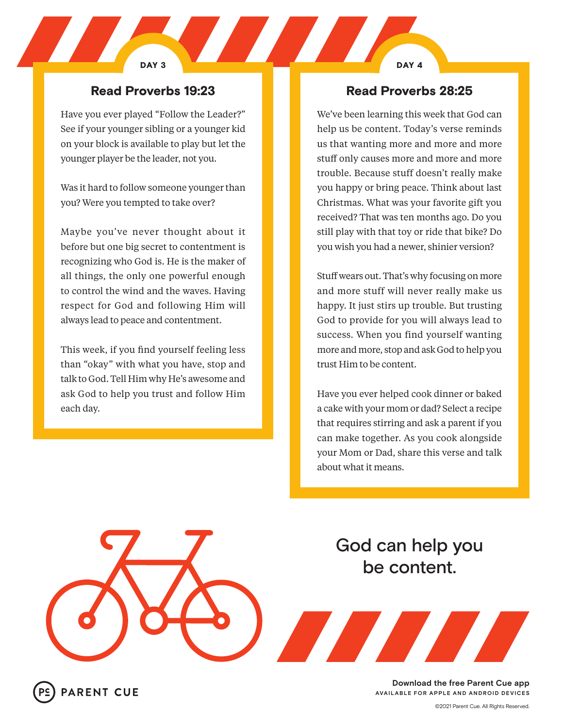## DAY 3

### Read Proverbs 19:23

Have you ever played "Follow the Leader?" See if your younger sibling or a younger kid on your block is available to play but let the younger player be the leader, not you.

Was it hard to follow someone younger than you? Were you tempted to take over?

Maybe you've never thought about it before but one big secret to contentment is recognizing who God is. He is the maker of all things, the only one powerful enough to control the wind and the waves. Having respect for God and following Him will always lead to peace and contentment.

This week, if you find yourself feeling less than "okay" with what you have, stop and talk to God. Tell Him why He's awesome and ask God to help you trust and follow Him each day.

## DAY 4

### Read Proverbs 28:25

We've been learning this week that God can help us be content. Today's verse reminds us that wanting more and more and more stuff only causes more and more and more trouble. Because stuff doesn't really make you happy or bring peace. Think about last Christmas. What was your favorite gift you received? That was ten months ago. Do you still play with that toy or ride that bike? Do you wish you had a newer, shinier version?

Stuff wears out. That's why focusing on more and more stuff will never really make us happy. It just stirs up trouble. But trusting God to provide for you will always lead to success. When you find yourself wanting more and more, stop and ask God to help you trust Him to be content.

Have you ever helped cook dinner or baked a cake with your mom or dad? Select a recipe that requires stirring and ask a parent if you can make together. As you cook alongside your Mom or Dad, share this verse and talk about what it means.

God can help you be content.

PARENT CUE

**Download the free Parent Cue app**
AVAILABLE FOR APPLE AND ANDROID DEVICES

©2021 Parent Cue. All Rights Reserved.